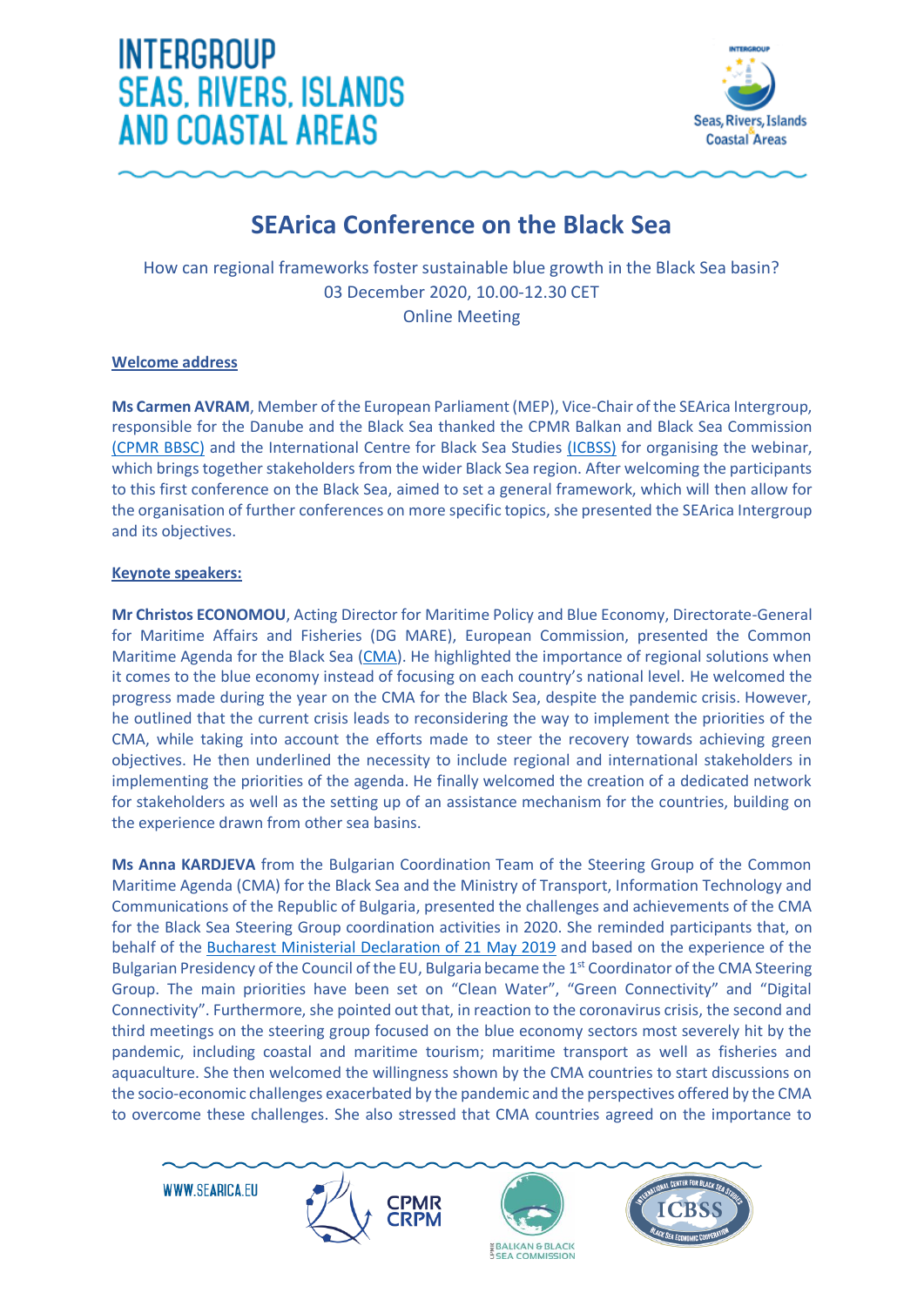# INTERGROUP SEAS, RIVERS, ISLANDS AND COASTAL AREAS

## SEArica Conference on the Black Sea

How can regional frameworks foster sustainable blue growth in the Black Sea basin?
03 December 2020, 10.00-12.30 CET
Online Meeting

**Welcome address**

**Ms Carmen AVRAM**, Member of the European Parliament (MEP), Vice-Chair of the SEArica Intergroup, responsible for the Danube and the Black Sea thanked the CPMR Balkan and Black Sea Commission (CPMR BBSC) and the International Centre for Black Sea Studies (ICBSS) for organising the webinar, which brings together stakeholders from the wider Black Sea region. After welcoming the participants to this first conference on the Black Sea, aimed to set a general framework, which will then allow for the organisation of further conferences on more specific topics, she presented the SEArica Intergroup and its objectives.

**Keynote speakers:**

**Mr Christos ECONOMOU**, Acting Director for Maritime Policy and Blue Economy, Directorate-General for Maritime Affairs and Fisheries (DG MARE), European Commission, presented the Common Maritime Agenda for the Black Sea (CMA). He highlighted the importance of regional solutions when it comes to the blue economy instead of focusing on each country's national level. He welcomed the progress made during the year on the CMA for the Black Sea, despite the pandemic crisis. However, he outlined that the current crisis leads to reconsidering the way to implement the priorities of the CMA, while taking into account the efforts made to steer the recovery towards achieving green objectives. He then underlined the necessity to include regional and international stakeholders in implementing the priorities of the agenda. He finally welcomed the creation of a dedicated network for stakeholders as well as the setting up of an assistance mechanism for the countries, building on the experience drawn from other sea basins.

**Ms Anna KARDJEVA** from the Bulgarian Coordination Team of the Steering Group of the Common Maritime Agenda (CMA) for the Black Sea and the Ministry of Transport, Information Technology and Communications of the Republic of Bulgaria, presented the challenges and achievements of the CMA for the Black Sea Steering Group coordination activities in 2020. She reminded participants that, on behalf of the Bucharest Ministerial Declaration of 21 May 2019 and based on the experience of the Bulgarian Presidency of the Council of the EU, Bulgaria became the 1st Coordinator of the CMA Steering Group. The main priorities have been set on "Clean Water", "Green Connectivity" and "Digital Connectivity". Furthermore, she pointed out that, in reaction to the coronavirus crisis, the second and third meetings on the steering group focused on the blue economy sectors most severely hit by the pandemic, including coastal and maritime tourism; maritime transport as well as fisheries and aquaculture. She then welcomed the willingness shown by the CMA countries to start discussions on the socio-economic challenges exacerbated by the pandemic and the perspectives offered by the CMA to overcome these challenges. She also stressed that CMA countries agreed on the importance to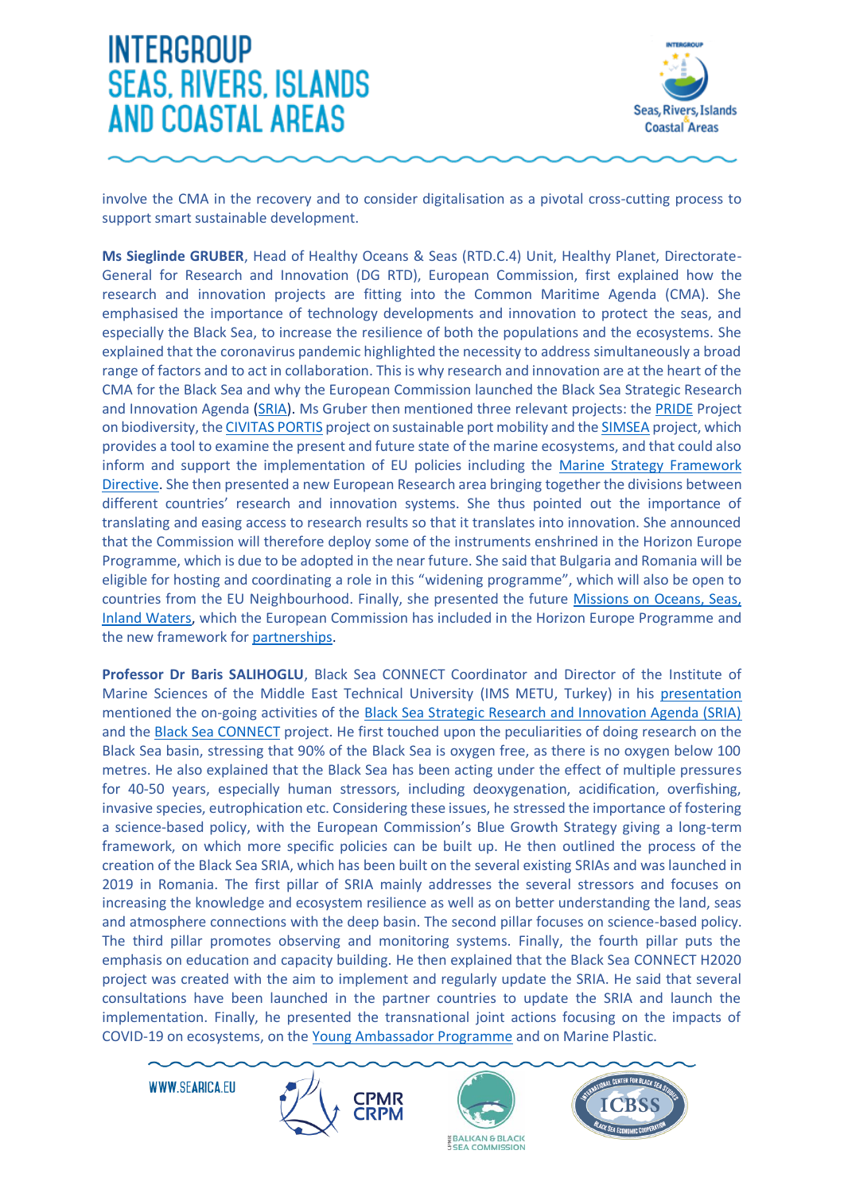involve the CMA in the recovery and to consider digitalisation as a pivotal cross-cutting process to support smart sustainable development.

**Ms Sieglinde GRUBER**, Head of Healthy Oceans & Seas (RTD.C.4) Unit, Healthy Planet, Directorate-General for Research and Innovation (DG RTD), European Commission, first explained how the research and innovation projects are fitting into the Common Maritime Agenda (CMA). She emphasised the importance of technology developments and innovation to protect the seas, and especially the Black Sea, to increase the resilience of both the populations and the ecosystems. She explained that the coronavirus pandemic highlighted the necessity to address simultaneously a broad range of factors and to act in collaboration. This is why research and innovation are at the heart of the CMA for the Black Sea and why the European Commission launched the Black Sea Strategic Research and Innovation Agenda (SRIA). Ms Gruber then mentioned three relevant projects: the PRIDE Project on biodiversity, the CIVITAS PORTIS project on sustainable port mobility and the SIMSEA project, which provides a tool to examine the present and future state of the marine ecosystems, and that could also inform and support the implementation of EU policies including the Marine Strategy Framework Directive. She then presented a new European Research area bringing together the divisions between different countries' research and innovation systems. She thus pointed out the importance of translating and easing access to research results so that it translates into innovation. She announced that the Commission will therefore deploy some of the instruments enshrined in the Horizon Europe Programme, which is due to be adopted in the near future. She said that Bulgaria and Romania will be eligible for hosting and coordinating a role in this "widening programme", which will also be open to countries from the EU Neighbourhood. Finally, she presented the future Missions on Oceans, Seas, Inland Waters, which the European Commission has included in the Horizon Europe Programme and the new framework for partnerships.

**Professor Dr Baris SALIHOGLU**, Black Sea CONNECT Coordinator and Director of the Institute of Marine Sciences of the Middle East Technical University (IMS METU, Turkey) in his presentation mentioned the on-going activities of the Black Sea Strategic Research and Innovation Agenda (SRIA) and the Black Sea CONNECT project. He first touched upon the peculiarities of doing research on the Black Sea basin, stressing that 90% of the Black Sea is oxygen free, as there is no oxygen below 100 metres. He also explained that the Black Sea has been acting under the effect of multiple pressures for 40-50 years, especially human stressors, including deoxygenation, acidification, overfishing, invasive species, eutrophication etc. Considering these issues, he stressed the importance of fostering a science-based policy, with the European Commission's Blue Growth Strategy giving a long-term framework, on which more specific policies can be built up. He then outlined the process of the creation of the Black Sea SRIA, which has been built on the several existing SRIAs and was launched in 2019 in Romania. The first pillar of SRIA mainly addresses the several stressors and focuses on increasing the knowledge and ecosystem resilience as well as on better understanding the land, seas and atmosphere connections with the deep basin. The second pillar focuses on science-based policy. The third pillar promotes observing and monitoring systems. Finally, the fourth pillar puts the emphasis on education and capacity building. He then explained that the Black Sea CONNECT H2020 project was created with the aim to implement and regularly update the SRIA. He said that several consultations have been launched in the partner countries to update the SRIA and launch the implementation. Finally, he presented the transnational joint actions focusing on the impacts of COVID-19 on ecosystems, on the Young Ambassador Programme and on Marine Plastic.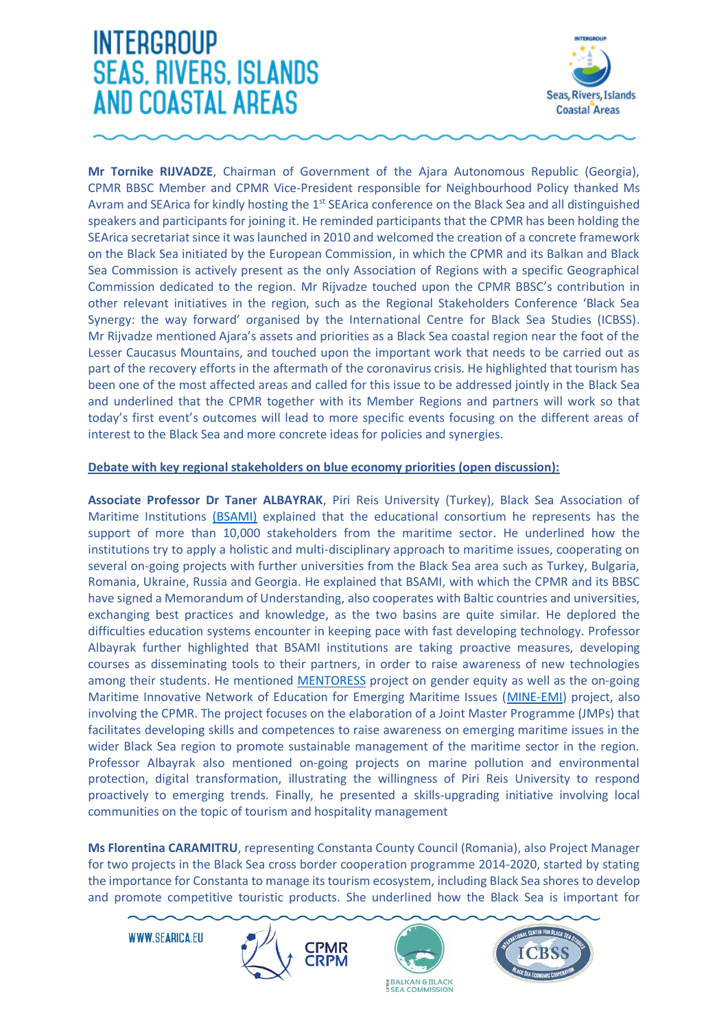**Mr Tornike RIJVADZE**, Chairman of Government of the Ajara Autonomous Republic (Georgia), CPMR BBSC Member and CPMR Vice-President responsible for Neighbourhood Policy thanked Ms Avram and SEArica for kindly hosting the 1st SEArica conference on the Black Sea and all distinguished speakers and participants for joining it. He reminded participants that the CPMR has been holding the SEArica secretariat since it was launched in 2010 and welcomed the creation of a concrete framework on the Black Sea initiated by the European Commission, in which the CPMR and its Balkan and Black Sea Commission is actively present as the only Association of Regions with a specific Geographical Commission dedicated to the region. Mr Rijvadze touched upon the CPMR BBSC's contribution in other relevant initiatives in the region, such as the Regional Stakeholders Conference 'Black Sea Synergy: the way forward' organised by the International Centre for Black Sea Studies (ICBSS). Mr Rijvadze mentioned Ajara's assets and priorities as a Black Sea coastal region near the foot of the Lesser Caucasus Mountains, and touched upon the important work that needs to be carried out as part of the recovery efforts in the aftermath of the coronavirus crisis. He highlighted that tourism has been one of the most affected areas and called for this issue to be addressed jointly in the Black Sea and underlined that the CPMR together with its Member Regions and partners will work so that today's first event's outcomes will lead to more specific events focusing on the different areas of interest to the Black Sea and more concrete ideas for policies and synergies.

**Debate with key regional stakeholders on blue economy priorities (open discussion):**

**Associate Professor Dr Taner ALBAYRAK**, Piri Reis University (Turkey), Black Sea Association of Maritime Institutions (BSAMI) explained that the educational consortium he represents has the support of more than 10,000 stakeholders from the maritime sector. He underlined how the institutions try to apply a holistic and multi-disciplinary approach to maritime issues, cooperating on several on-going projects with further universities from the Black Sea area such as Turkey, Bulgaria, Romania, Ukraine, Russia and Georgia. He explained that BSAMI, with which the CPMR and its BBSC have signed a Memorandum of Understanding, also cooperates with Baltic countries and universities, exchanging best practices and knowledge, as the two basins are quite similar. He deplored the difficulties education systems encounter in keeping pace with fast developing technology. Professor Albayrak further highlighted that BSAMI institutions are taking proactive measures, developing courses as disseminating tools to their partners, in order to raise awareness of new technologies among their students. He mentioned MENTORESS project on gender equity as well as the on-going Maritime Innovative Network of Education for Emerging Maritime Issues (MINE-EMI) project, also involving the CPMR. The project focuses on the elaboration of a Joint Master Programme (JMPs) that facilitates developing skills and competences to raise awareness on emerging maritime issues in the wider Black Sea region to promote sustainable management of the maritime sector in the region. Professor Albayrak also mentioned on-going projects on marine pollution and environmental protection, digital transformation, illustrating the willingness of Piri Reis University to respond proactively to emerging trends. Finally, he presented a skills-upgrading initiative involving local communities on the topic of tourism and hospitality management

**Ms Florentina CARAMITRU**, representing Constanta County Council (Romania), also Project Manager for two projects in the Black Sea cross border cooperation programme 2014-2020, started by stating the importance for Constanta to manage its tourism ecosystem, including Black Sea shores to develop and promote competitive touristic products. She underlined how the Black Sea is important for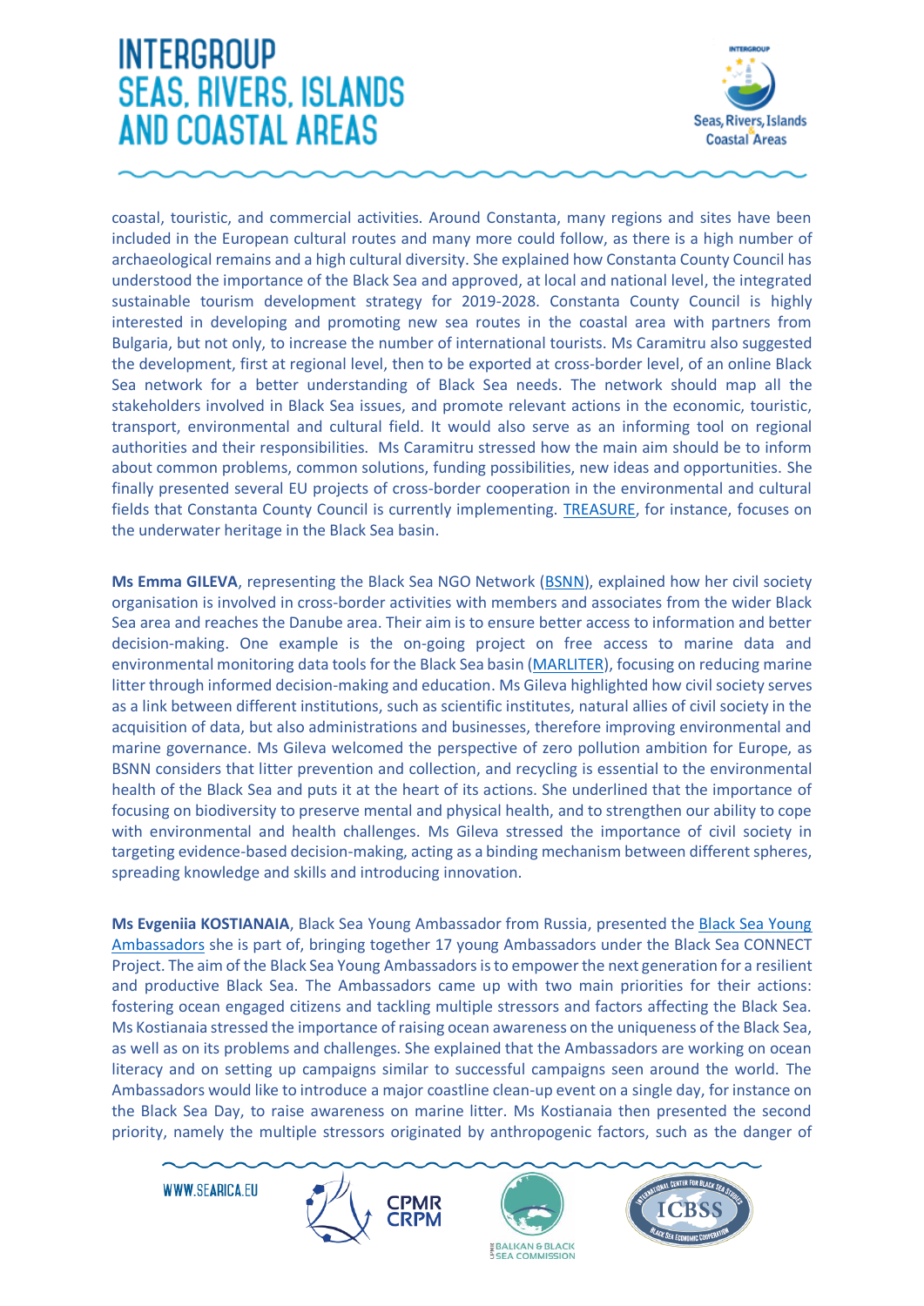coastal, touristic, and commercial activities. Around Constanta, many regions and sites have been included in the European cultural routes and many more could follow, as there is a high number of archaeological remains and a high cultural diversity. She explained how Constanta County Council has understood the importance of the Black Sea and approved, at local and national level, the integrated sustainable tourism development strategy for 2019-2028. Constanta County Council is highly interested in developing and promoting new sea routes in the coastal area with partners from Bulgaria, but not only, to increase the number of international tourists. Ms Caramitru also suggested the development, first at regional level, then to be exported at cross-border level, of an online Black Sea network for a better understanding of Black Sea needs. The network should map all the stakeholders involved in Black Sea issues, and promote relevant actions in the economic, touristic, transport, environmental and cultural field. It would also serve as an informing tool on regional authorities and their responsibilities. Ms Caramitru stressed how the main aim should be to inform about common problems, common solutions, funding possibilities, new ideas and opportunities. She finally presented several EU projects of cross-border cooperation in the environmental and cultural fields that Constanta County Council is currently implementing. TREASURE, for instance, focuses on the underwater heritage in the Black Sea basin.

**Ms Emma GILEVA**, representing the Black Sea NGO Network (BSNN), explained how her civil society organisation is involved in cross-border activities with members and associates from the wider Black Sea area and reaches the Danube area. Their aim is to ensure better access to information and better decision-making. One example is the on-going project on free access to marine data and environmental monitoring data tools for the Black Sea basin (MARLITER), focusing on reducing marine litter through informed decision-making and education. Ms Gileva highlighted how civil society serves as a link between different institutions, such as scientific institutes, natural allies of civil society in the acquisition of data, but also administrations and businesses, therefore improving environmental and marine governance. Ms Gileva welcomed the perspective of zero pollution ambition for Europe, as BSNN considers that litter prevention and collection, and recycling is essential to the environmental health of the Black Sea and puts it at the heart of its actions. She underlined that the importance of focusing on biodiversity to preserve mental and physical health, and to strengthen our ability to cope with environmental and health challenges. Ms Gileva stressed the importance of civil society in targeting evidence-based decision-making, acting as a binding mechanism between different spheres, spreading knowledge and skills and introducing innovation.

**Ms Evgeniia KOSTIANAIA**, Black Sea Young Ambassador from Russia, presented the Black Sea Young Ambassadors she is part of, bringing together 17 young Ambassadors under the Black Sea CONNECT Project. The aim of the Black Sea Young Ambassadors is to empower the next generation for a resilient and productive Black Sea. The Ambassadors came up with two main priorities for their actions: fostering ocean engaged citizens and tackling multiple stressors and factors affecting the Black Sea. Ms Kostianaia stressed the importance of raising ocean awareness on the uniqueness of the Black Sea, as well as on its problems and challenges. She explained that the Ambassadors are working on ocean literacy and on setting up campaigns similar to successful campaigns seen around the world. The Ambassadors would like to introduce a major coastline clean-up event on a single day, for instance on the Black Sea Day, to raise awareness on marine litter. Ms Kostianaia then presented the second priority, namely the multiple stressors originated by anthropogenic factors, such as the danger of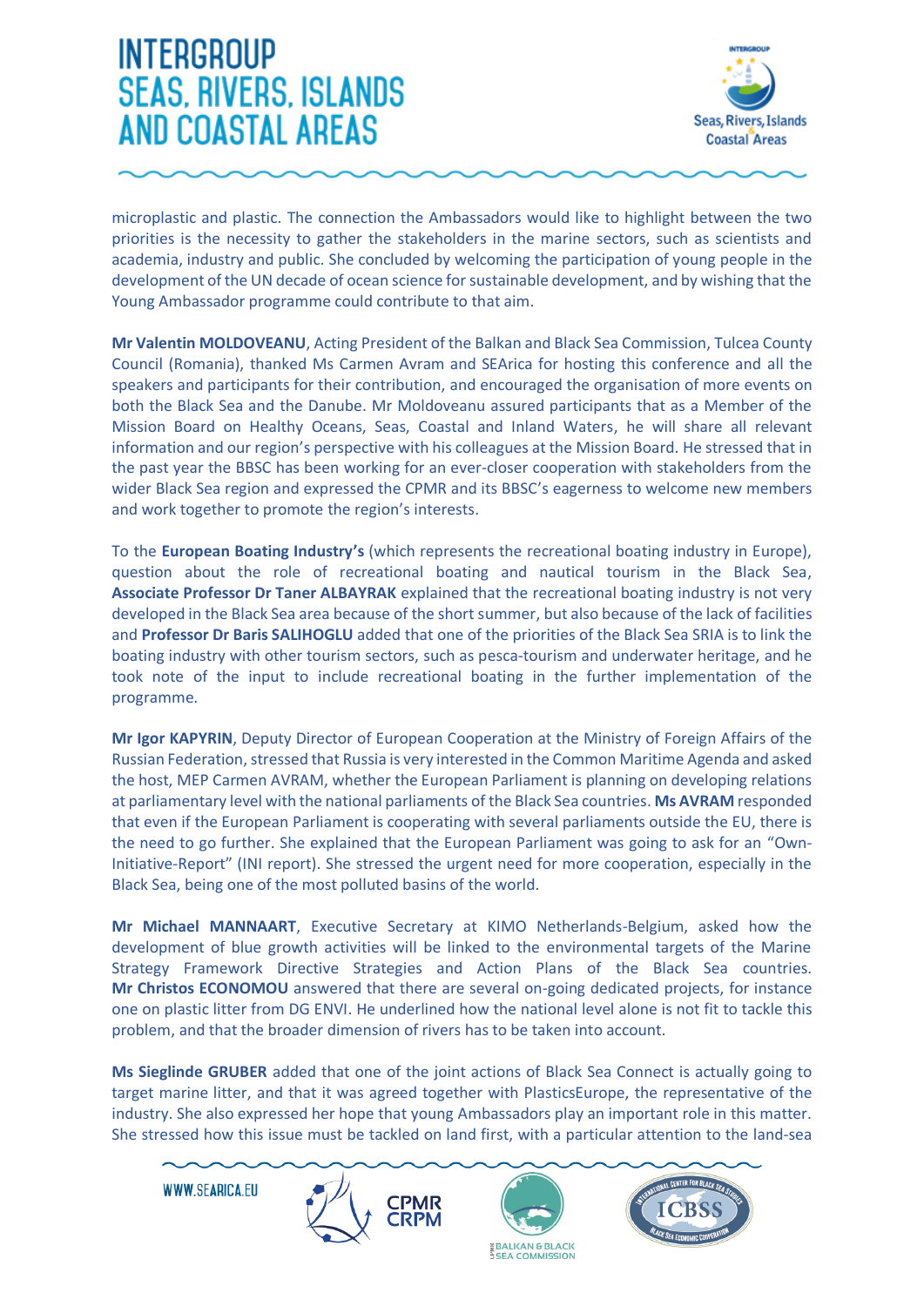microplastic and plastic. The connection the Ambassadors would like to highlight between the two priorities is the necessity to gather the stakeholders in the marine sectors, such as scientists and academia, industry and public. She concluded by welcoming the participation of young people in the development of the UN decade of ocean science for sustainable development, and by wishing that the Young Ambassador programme could contribute to that aim.

**Mr Valentin MOLDOVEANU**, Acting President of the Balkan and Black Sea Commission, Tulcea County Council (Romania), thanked Ms Carmen Avram and SEArica for hosting this conference and all the speakers and participants for their contribution, and encouraged the organisation of more events on both the Black Sea and the Danube. Mr Moldoveanu assured participants that as a Member of the Mission Board on Healthy Oceans, Seas, Coastal and Inland Waters, he will share all relevant information and our region's perspective with his colleagues at the Mission Board. He stressed that in the past year the BBSC has been working for an ever-closer cooperation with stakeholders from the wider Black Sea region and expressed the CPMR and its BBSC's eagerness to welcome new members and work together to promote the region's interests.

To the **European Boating Industry's** (which represents the recreational boating industry in Europe), question about the role of recreational boating and nautical tourism in the Black Sea, **Associate Professor Dr Taner ALBAYRAK** explained that the recreational boating industry is not very developed in the Black Sea area because of the short summer, but also because of the lack of facilities and **Professor Dr Baris SALIHOGLU** added that one of the priorities of the Black Sea SRIA is to link the boating industry with other tourism sectors, such as pesca-tourism and underwater heritage, and he took note of the input to include recreational boating in the further implementation of the programme.

**Mr Igor KAPYRIN**, Deputy Director of European Cooperation at the Ministry of Foreign Affairs of the Russian Federation, stressed that Russia is very interested in the Common Maritime Agenda and asked the host, MEP Carmen AVRAM, whether the European Parliament is planning on developing relations at parliamentary level with the national parliaments of the Black Sea countries. **Ms AVRAM** responded that even if the European Parliament is cooperating with several parliaments outside the EU, there is the need to go further. She explained that the European Parliament was going to ask for an "Own-Initiative-Report" (INI report). She stressed the urgent need for more cooperation, especially in the Black Sea, being one of the most polluted basins of the world.

**Mr Michael MANNAART**, Executive Secretary at KIMO Netherlands-Belgium, asked how the development of blue growth activities will be linked to the environmental targets of the Marine Strategy Framework Directive Strategies and Action Plans of the Black Sea countries. **Mr Christos ECONOMOU** answered that there are several on-going dedicated projects, for instance one on plastic litter from DG ENVI. He underlined how the national level alone is not fit to tackle this problem, and that the broader dimension of rivers has to be taken into account.

**Ms Sieglinde GRUBER** added that one of the joint actions of Black Sea Connect is actually going to target marine litter, and that it was agreed together with PlasticsEurope, the representative of the industry. She also expressed her hope that young Ambassadors play an important role in this matter. She stressed how this issue must be tackled on land first, with a particular attention to the land-sea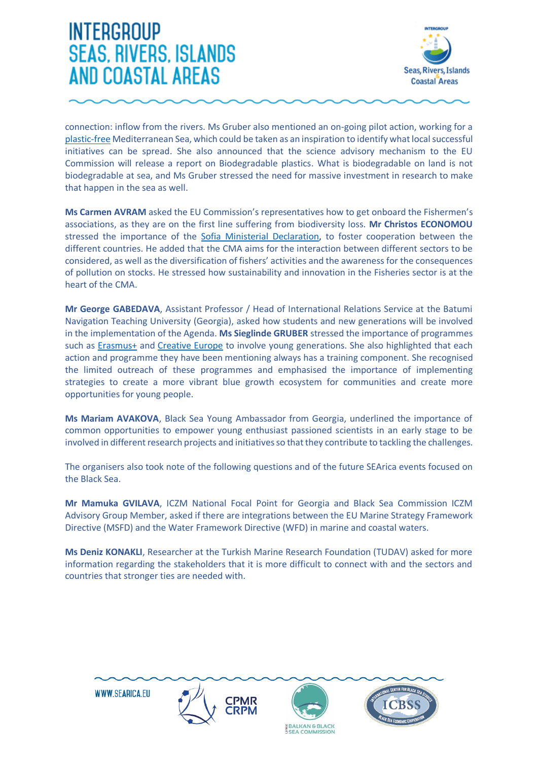connection: inflow from the rivers. Ms Gruber also mentioned an on-going pilot action, working for a plastic-free Mediterranean Sea, which could be taken as an inspiration to identify what local successful initiatives can be spread. She also announced that the science advisory mechanism to the EU Commission will release a report on Biodegradable plastics. What is biodegradable on land is not biodegradable at sea, and Ms Gruber stressed the need for massive investment in research to make that happen in the sea as well.

**Ms Carmen AVRAM** asked the EU Commission's representatives how to get onboard the Fishermen's associations, as they are on the first line suffering from biodiversity loss. **Mr Christos ECONOMOU** stressed the importance of the Sofia Ministerial Declaration, to foster cooperation between the different countries. He added that the CMA aims for the interaction between different sectors to be considered, as well as the diversification of fishers' activities and the awareness for the consequences of pollution on stocks. He stressed how sustainability and innovation in the Fisheries sector is at the heart of the CMA.

**Mr George GABEDAVA**, Assistant Professor / Head of International Relations Service at the Batumi Navigation Teaching University (Georgia), asked how students and new generations will be involved in the implementation of the Agenda. **Ms Sieglinde GRUBER** stressed the importance of programmes such as Erasmus+ and Creative Europe to involve young generations. She also highlighted that each action and programme they have been mentioning always has a training component. She recognised the limited outreach of these programmes and emphasised the importance of implementing strategies to create a more vibrant blue growth ecosystem for communities and create more opportunities for young people.

**Ms Mariam AVAKOVA**, Black Sea Young Ambassador from Georgia, underlined the importance of common opportunities to empower young enthusiast passioned scientists in an early stage to be involved in different research projects and initiatives so that they contribute to tackling the challenges.

The organisers also took note of the following questions and of the future SEArica events focused on the Black Sea.

**Mr Mamuka GVILAVA**, ICZM National Focal Point for Georgia and Black Sea Commission ICZM Advisory Group Member, asked if there are integrations between the EU Marine Strategy Framework Directive (MSFD) and the Water Framework Directive (WFD) in marine and coastal waters.

**Ms Deniz KONAKLI**, Researcher at the Turkish Marine Research Foundation (TUDAV) asked for more information regarding the stakeholders that it is more difficult to connect with and the sectors and countries that stronger ties are needed with.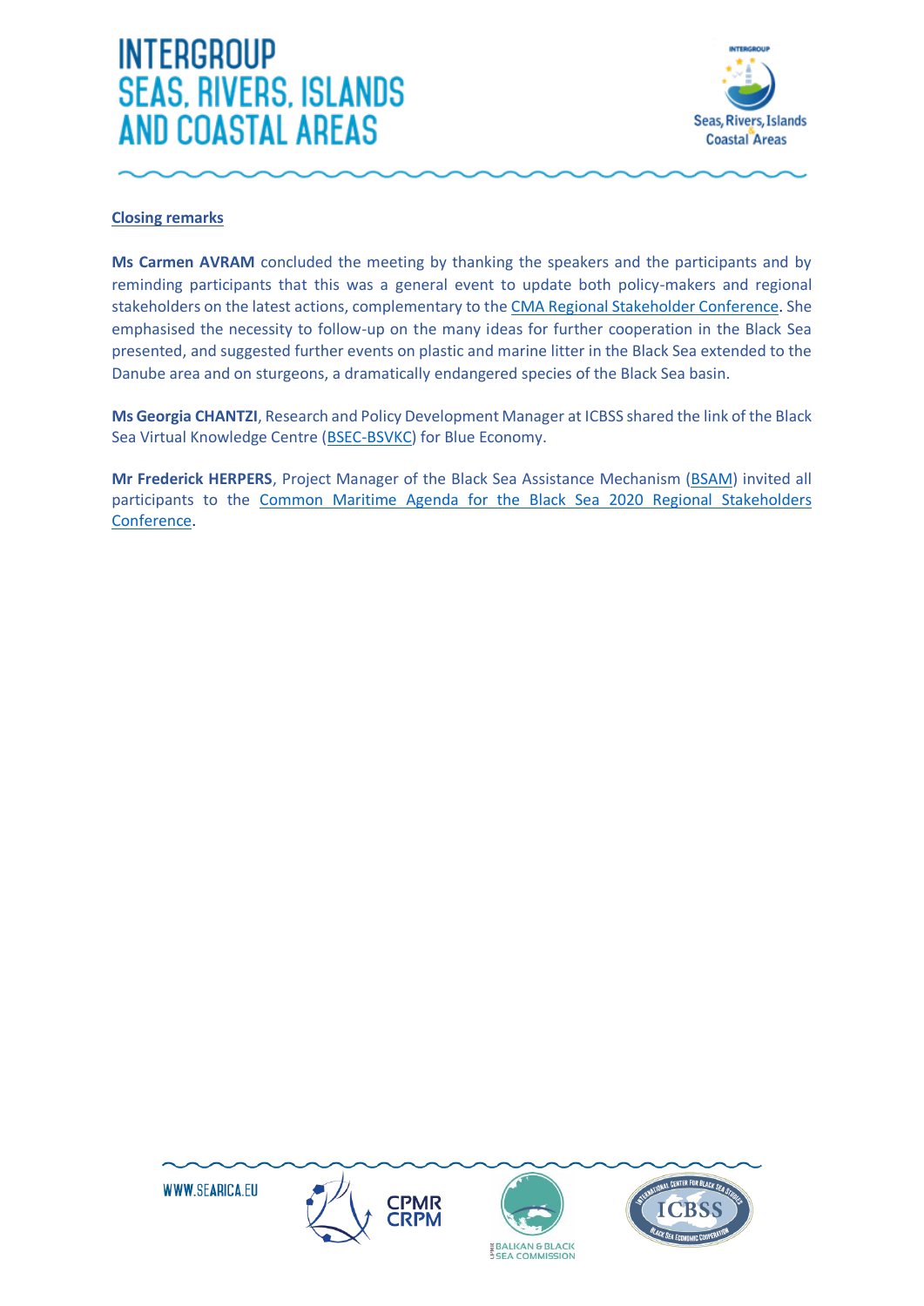## Closing remarks

**Ms Carmen AVRAM** concluded the meeting by thanking the speakers and the participants and by reminding participants that this was a general event to update both policy-makers and regional stakeholders on the latest actions, complementary to the CMA Regional Stakeholder Conference. She emphasised the necessity to follow-up on the many ideas for further cooperation in the Black Sea presented, and suggested further events on plastic and marine litter in the Black Sea extended to the Danube area and on sturgeons, a dramatically endangered species of the Black Sea basin.

**Ms Georgia CHANTZI**, Research and Policy Development Manager at ICBSS shared the link of the Black Sea Virtual Knowledge Centre (BSEC-BSVKC) for Blue Economy.

**Mr Frederick HERPERS**, Project Manager of the Black Sea Assistance Mechanism (BSAM) invited all participants to the Common Maritime Agenda for the Black Sea 2020 Regional Stakeholders Conference.